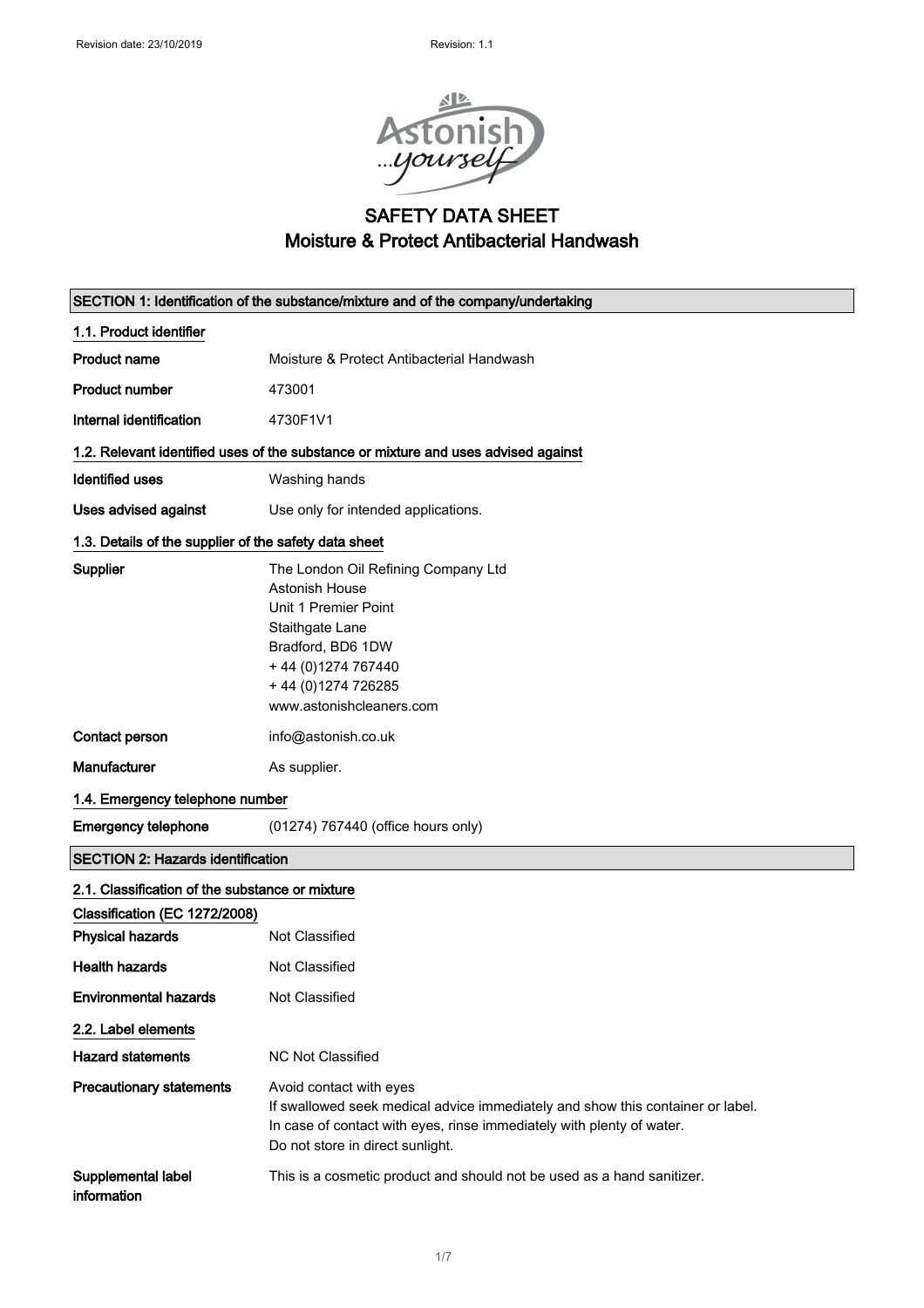# SAFETY DATA SHEET
# Moisture & Protect Antibacterial Handwash

## SECTION 1: Identification of the substance/mixture and of the company/undertaking

### 1.1. Product identifier

**Product name** Moisture & Protect Antibacterial Handwash

**Product number** 473001

**Internal identification** 4730F1V1

### 1.2. Relevant identified uses of the substance or mixture and uses advised against

**Identified uses** Washing hands

**Uses advised against** Use only for intended applications.

### 1.3. Details of the supplier of the safety data sheet

**Supplier**
The London Oil Refining Company Ltd
Astonish House
Unit 1 Premier Point
Staithgate Lane
Bradford, BD6 1DW
+ 44 (0)1274 767440
+ 44 (0)1274 726285
www.astonishcleaners.com

**Contact person** info@astonish.co.uk

**Manufacturer** As supplier.

### 1.4. Emergency telephone number

**Emergency telephone** (01274) 767440 (office hours only)

## SECTION 2: Hazards identification

### 2.1. Classification of the substance or mixture

**Classification (EC 1272/2008)**

**Physical hazards** Not Classified

**Health hazards** Not Classified

**Environmental hazards** Not Classified

### 2.2. Label elements

**Hazard statements** NC Not Classified

**Precautionary statements**
Avoid contact with eyes
If swallowed seek medical advice immediately and show this container or label.
In case of contact with eyes, rinse immediately with plenty of water.
Do not store in direct sunlight.

**Supplemental label information** This is a cosmetic product and should not be used as a hand sanitizer.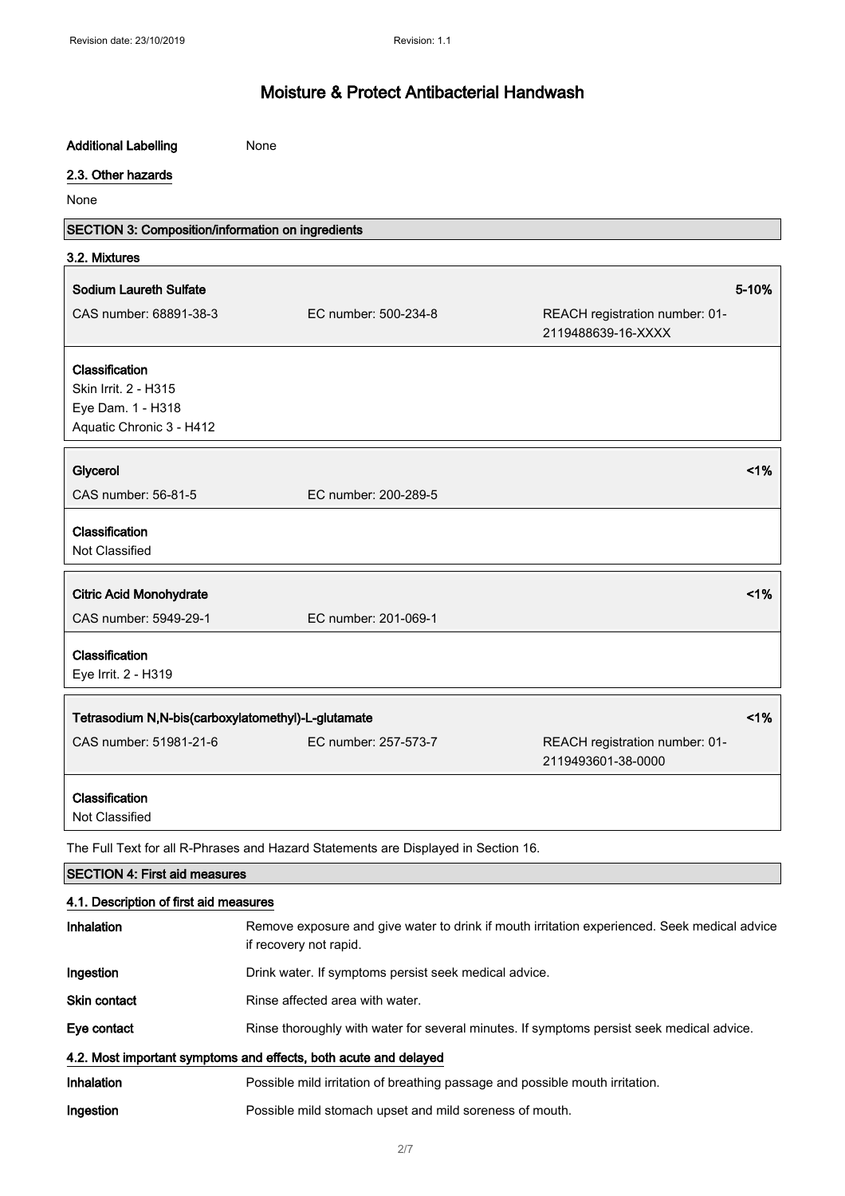**Additional Labelling** None

### 2.3. Other hazards

None

## SECTION 3: Composition/information on ingredients

### 3.2. Mixtures

**Sodium Laureth Sulfate** 5-10%

CAS number: 68891-38-3 | EC number: 500-234-8 | REACH registration number: 01-2119488639-16-XXXX

**Classification**
Skin Irrit. 2 - H315
Eye Dam. 1 - H318
Aquatic Chronic 3 - H412

**Glycerol** <1%

CAS number: 56-81-5 | EC number: 200-289-5

**Classification**
Not Classified

**Citric Acid Monohydrate** <1%

CAS number: 5949-29-1 | EC number: 201-069-1

**Classification**
Eye Irrit. 2 - H319

**Tetrasodium N,N-bis(carboxylatomethyl)-L-glutamate** <1%

CAS number: 51981-21-6 | EC number: 257-573-7 | REACH registration number: 01-2119493601-38-0000

**Classification**
Not Classified

The Full Text for all R-Phrases and Hazard Statements are Displayed in Section 16.

## SECTION 4: First aid measures

### 4.1. Description of first aid measures

| | |
|---|---|
| **Inhalation** | Remove exposure and give water to drink if mouth irritation experienced. Seek medical advice if recovery not rapid. |
| **Ingestion** | Drink water. If symptoms persist seek medical advice. |
| **Skin contact** | Rinse affected area with water. |
| **Eye contact** | Rinse thoroughly with water for several minutes. If symptoms persist seek medical advice. |

### 4.2. Most important symptoms and effects, both acute and delayed

| | |
|---|---|
| **Inhalation** | Possible mild irritation of breathing passage and possible mouth irritation. |
| **Ingestion** | Possible mild stomach upset and mild soreness of mouth. |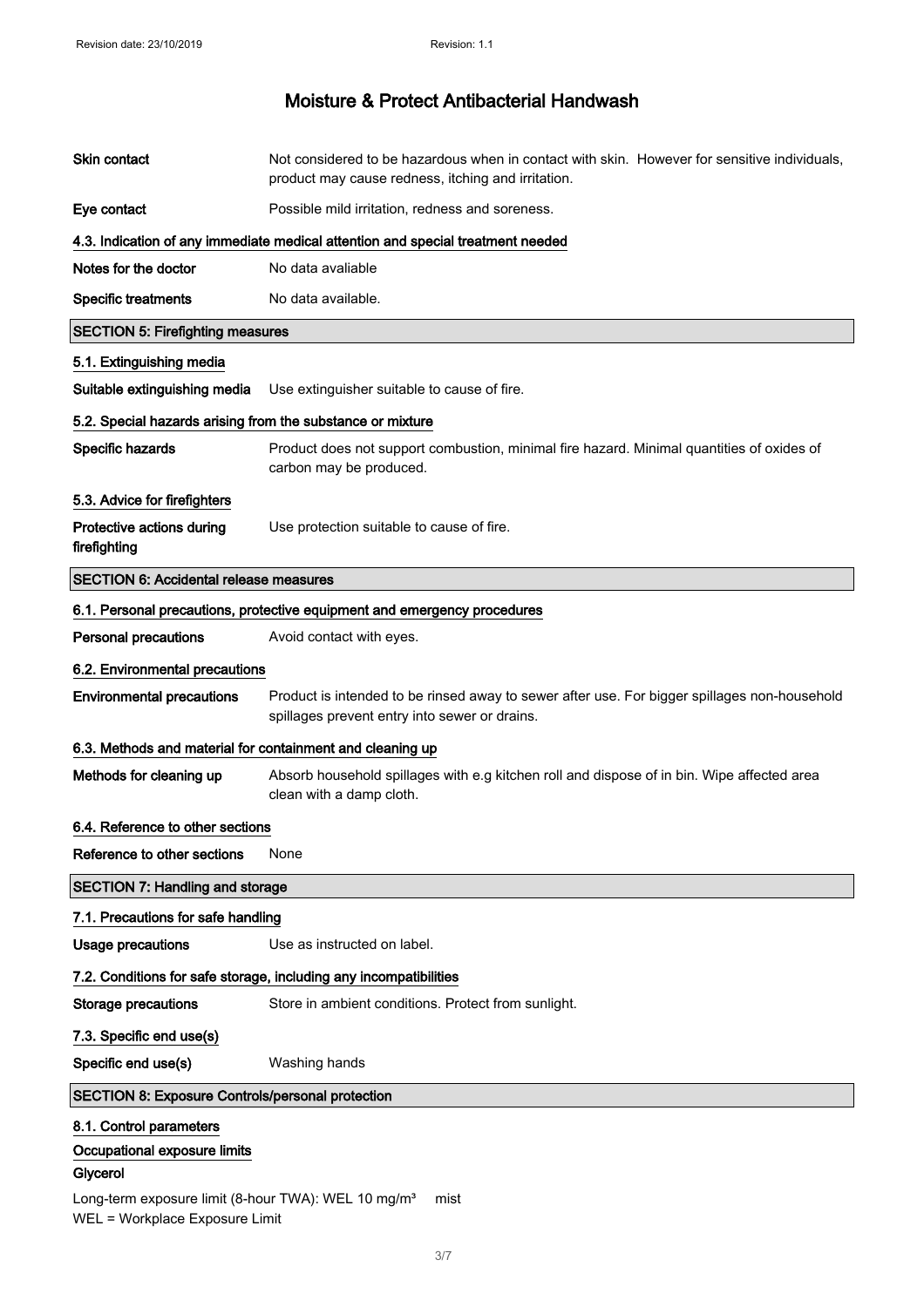# Moisture & Protect Antibacterial Handwash

| | |
|---|---|
| **Skin contact** | Not considered to be hazardous when in contact with skin. However for sensitive individuals, product may cause redness, itching and irritation. |
| **Eye contact** | Possible mild irritation, redness and soreness. |

### 4.3. Indication of any immediate medical attention and special treatment needed

| | |
|---|---|
| **Notes for the doctor** | No data avaliable |
| **Specific treatments** | No data available. |

## SECTION 5: Firefighting measures

### 5.1. Extinguishing media

| | |
|---|---|
| **Suitable extinguishing media** | Use extinguisher suitable to cause of fire. |

### 5.2. Special hazards arising from the substance or mixture

| | |
|---|---|
| **Specific hazards** | Product does not support combustion, minimal fire hazard. Minimal quantities of oxides of carbon may be produced. |

### 5.3. Advice for firefighters

| | |
|---|---|
| **Protective actions during firefighting** | Use protection suitable to cause of fire. |

## SECTION 6: Accidental release measures

### 6.1. Personal precautions, protective equipment and emergency procedures

| | |
|---|---|
| **Personal precautions** | Avoid contact with eyes. |

### 6.2. Environmental precautions

| | |
|---|---|
| **Environmental precautions** | Product is intended to be rinsed away to sewer after use. For bigger spillages non-household spillages prevent entry into sewer or drains. |

### 6.3. Methods and material for containment and cleaning up

| | |
|---|---|
| **Methods for cleaning up** | Absorb household spillages with e.g kitchen roll and dispose of in bin. Wipe affected area clean with a damp cloth. |

### 6.4. Reference to other sections

| | |
|---|---|
| **Reference to other sections** | None |

## SECTION 7: Handling and storage

### 7.1. Precautions for safe handling

| | |
|---|---|
| **Usage precautions** | Use as instructed on label. |

### 7.2. Conditions for safe storage, including any incompatibilities

| | |
|---|---|
| **Storage precautions** | Store in ambient conditions. Protect from sunlight. |

### 7.3. Specific end use(s)

| | |
|---|---|
| **Specific end use(s)** | Washing hands |

## SECTION 8: Exposure Controls/personal protection

### 8.1. Control parameters

**Occupational exposure limits**

**Glycerol**

Long-term exposure limit (8-hour TWA): WEL 10 mg/m³ mist

WEL = Workplace Exposure Limit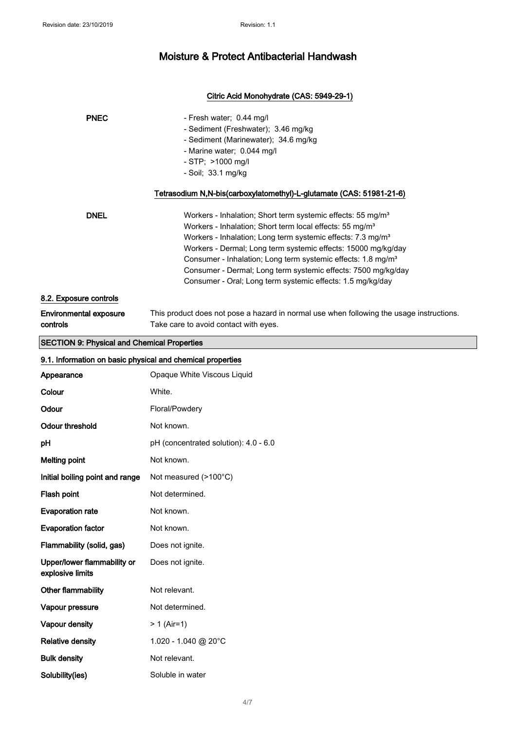#### Citric Acid Monohydrate (CAS: 5949-29-1)

**PNEC**

- Fresh water; 0.44 mg/l
- Sediment (Freshwater); 3.46 mg/kg
- Sediment (Marinewater); 34.6 mg/kg
- Marine water; 0.044 mg/l
- STP; >1000 mg/l
- Soil; 33.1 mg/kg

#### Tetrasodium N,N-bis(carboxylatomethyl)-L-glutamate (CAS: 51981-21-6)

**DNEL**

Workers - Inhalation; Short term systemic effects: 55 mg/m³
Workers - Inhalation; Short term local effects: 55 mg/m³
Workers - Inhalation; Long term systemic effects: 7.3 mg/m³
Workers - Dermal; Long term systemic effects: 15000 mg/kg/day
Consumer - Inhalation; Long term systemic effects: 1.8 mg/m³
Consumer - Dermal; Long term systemic effects: 7500 mg/kg/day
Consumer - Oral; Long term systemic effects: 1.5 mg/kg/day

### 8.2. Exposure controls

**Environmental exposure controls**: This product does not pose a hazard in normal use when following the usage instructions. Take care to avoid contact with eyes.

## SECTION 9: Physical and Chemical Properties

### 9.1. Information on basic physical and chemical properties

| | |
|---|---|
| **Appearance** | Opaque White Viscous Liquid |
| **Colour** | White. |
| **Odour** | Floral/Powdery |
| **Odour threshold** | Not known. |
| **pH** | pH (concentrated solution): 4.0 - 6.0 |
| **Melting point** | Not known. |
| **Initial boiling point and range** | Not measured (>100°C) |
| **Flash point** | Not determined. |
| **Evaporation rate** | Not known. |
| **Evaporation factor** | Not known. |
| **Flammability (solid, gas)** | Does not ignite. |
| **Upper/lower flammability or explosive limits** | Does not ignite. |
| **Other flammability** | Not relevant. |
| **Vapour pressure** | Not determined. |
| **Vapour density** | > 1 (Air=1) |
| **Relative density** | 1.020 - 1.040 @ 20°C |
| **Bulk density** | Not relevant. |
| **Solubility(ies)** | Soluble in water |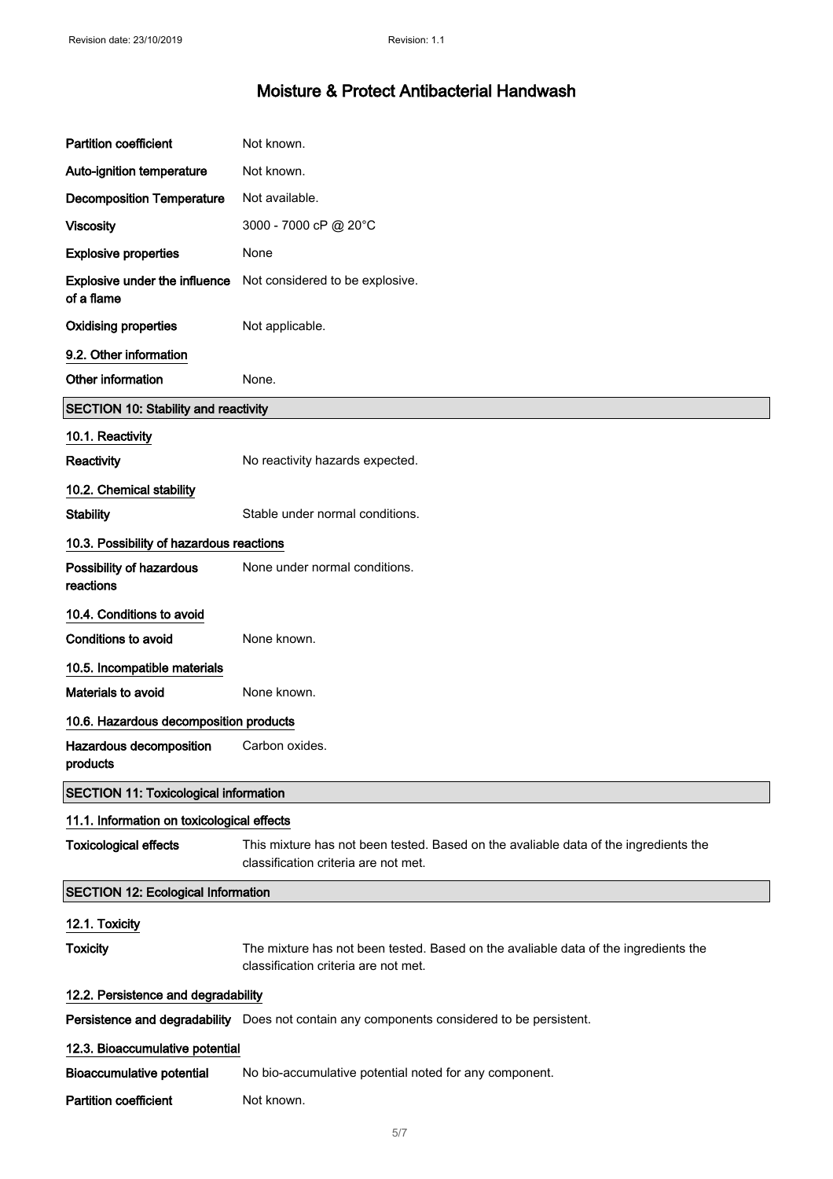| | |
|---|---|
| **Partition coefficient** | Not known. |
| **Auto-ignition temperature** | Not known. |
| **Decomposition Temperature** | Not available. |
| **Viscosity** | 3000 - 7000 cP @ 20°C |
| **Explosive properties** | None |
| **Explosive under the influence of a flame** | Not considered to be explosive. |
| **Oxidising properties** | Not applicable. |

### 9.2. Other information

| | |
|---|---|
| **Other information** | None. |

## SECTION 10: Stability and reactivity

### 10.1. Reactivity

| | |
|---|---|
| **Reactivity** | No reactivity hazards expected. |

### 10.2. Chemical stability

| | |
|---|---|
| **Stability** | Stable under normal conditions. |

### 10.3. Possibility of hazardous reactions

| | |
|---|---|
| **Possibility of hazardous reactions** | None under normal conditions. |

### 10.4. Conditions to avoid

| | |
|---|---|
| **Conditions to avoid** | None known. |

### 10.5. Incompatible materials

| | |
|---|---|
| **Materials to avoid** | None known. |

### 10.6. Hazardous decomposition products

| | |
|---|---|
| **Hazardous decomposition products** | Carbon oxides. |

## SECTION 11: Toxicological information

### 11.1. Information on toxicological effects

| | |
|---|---|
| **Toxicological effects** | This mixture has not been tested. Based on the avaliable data of the ingredients the classification criteria are not met. |

## SECTION 12: Ecological Information

### 12.1. Toxicity

| | |
|---|---|
| **Toxicity** | The mixture has not been tested. Based on the avaliable data of the ingredients the classification criteria are not met. |

### 12.2. Persistence and degradability

| | |
|---|---|
| **Persistence and degradability** | Does not contain any components considered to be persistent. |

### 12.3. Bioaccumulative potential

| | |
|---|---|
| **Bioaccumulative potential** | No bio-accumulative potential noted for any component. |
| **Partition coefficient** | Not known. |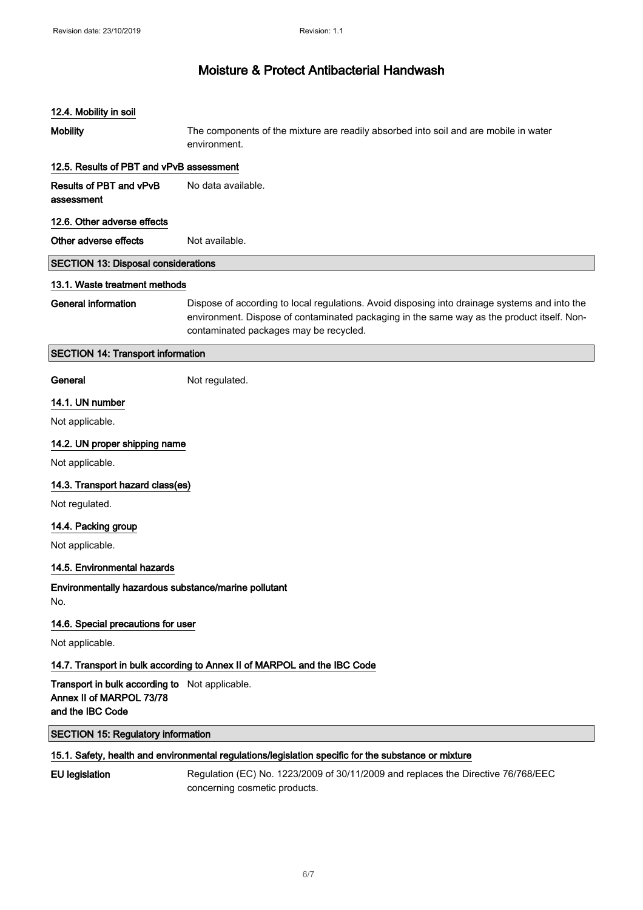### 12.4. Mobility in soil

**Mobility** The components of the mixture are readily absorbed into soil and are mobile in water environment.

### 12.5. Results of PBT and vPvB assessment

**Results of PBT and vPvB assessment** No data available.

### 12.6. Other adverse effects

**Other adverse effects** Not available.

## SECTION 13: Disposal considerations

### 13.1. Waste treatment methods

**General information** Dispose of according to local regulations. Avoid disposing into drainage systems and into the environment. Dispose of contaminated packaging in the same way as the product itself. Non-contaminated packages may be recycled.

## SECTION 14: Transport information

**General** Not regulated.

### 14.1. UN number

Not applicable.

### 14.2. UN proper shipping name

Not applicable.

### 14.3. Transport hazard class(es)

Not regulated.

### 14.4. Packing group

Not applicable.

### 14.5. Environmental hazards

**Environmentally hazardous substance/marine pollutant**

No.

### 14.6. Special precautions for user

Not applicable.

### 14.7. Transport in bulk according to Annex II of MARPOL and the IBC Code

**Transport in bulk according to Annex II of MARPOL 73/78 and the IBC Code** Not applicable.

## SECTION 15: Regulatory information

### 15.1. Safety, health and environmental regulations/legislation specific for the substance or mixture

**EU legislation** Regulation (EC) No. 1223/2009 of 30/11/2009 and replaces the Directive 76/768/EEC concerning cosmetic products.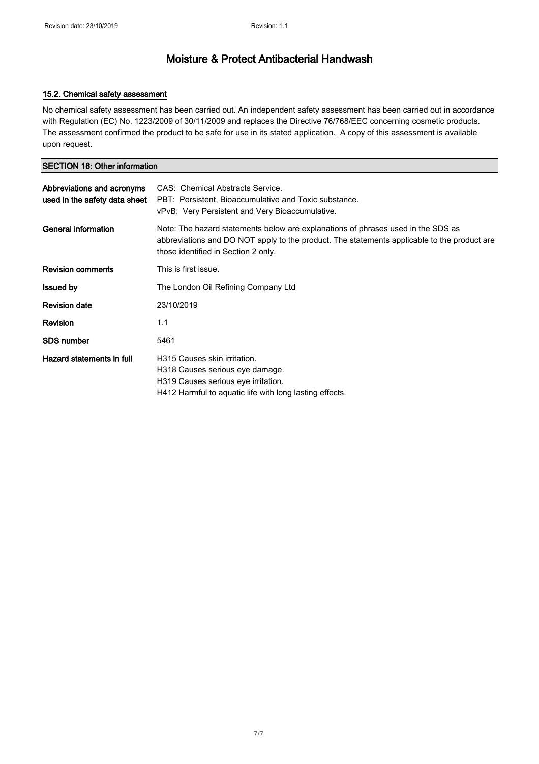### 15.2. Chemical safety assessment

No chemical safety assessment has been carried out. An independent safety assessment has been carried out in accordance with Regulation (EC) No. 1223/2009 of 30/11/2009 and replaces the Directive 76/768/EEC concerning cosmetic products. The assessment confirmed the product to be safe for use in its stated application. A copy of this assessment is available upon request.

## SECTION 16: Other information

| | |
|---|---|
| **Abbreviations and acronyms used in the safety data sheet** | CAS: Chemical Abstracts Service.<br>PBT: Persistent, Bioaccumulative and Toxic substance.<br>vPvB: Very Persistent and Very Bioaccumulative. |
| **General information** | Note: The hazard statements below are explanations of phrases used in the SDS as abbreviations and DO NOT apply to the product. The statements applicable to the product are those identified in Section 2 only. |
| **Revision comments** | This is first issue. |
| **Issued by** | The London Oil Refining Company Ltd |
| **Revision date** | 23/10/2019 |
| **Revision** | 1.1 |
| **SDS number** | 5461 |
| **Hazard statements in full** | H315 Causes skin irritation.<br>H318 Causes serious eye damage.<br>H319 Causes serious eye irritation.<br>H412 Harmful to aquatic life with long lasting effects. |